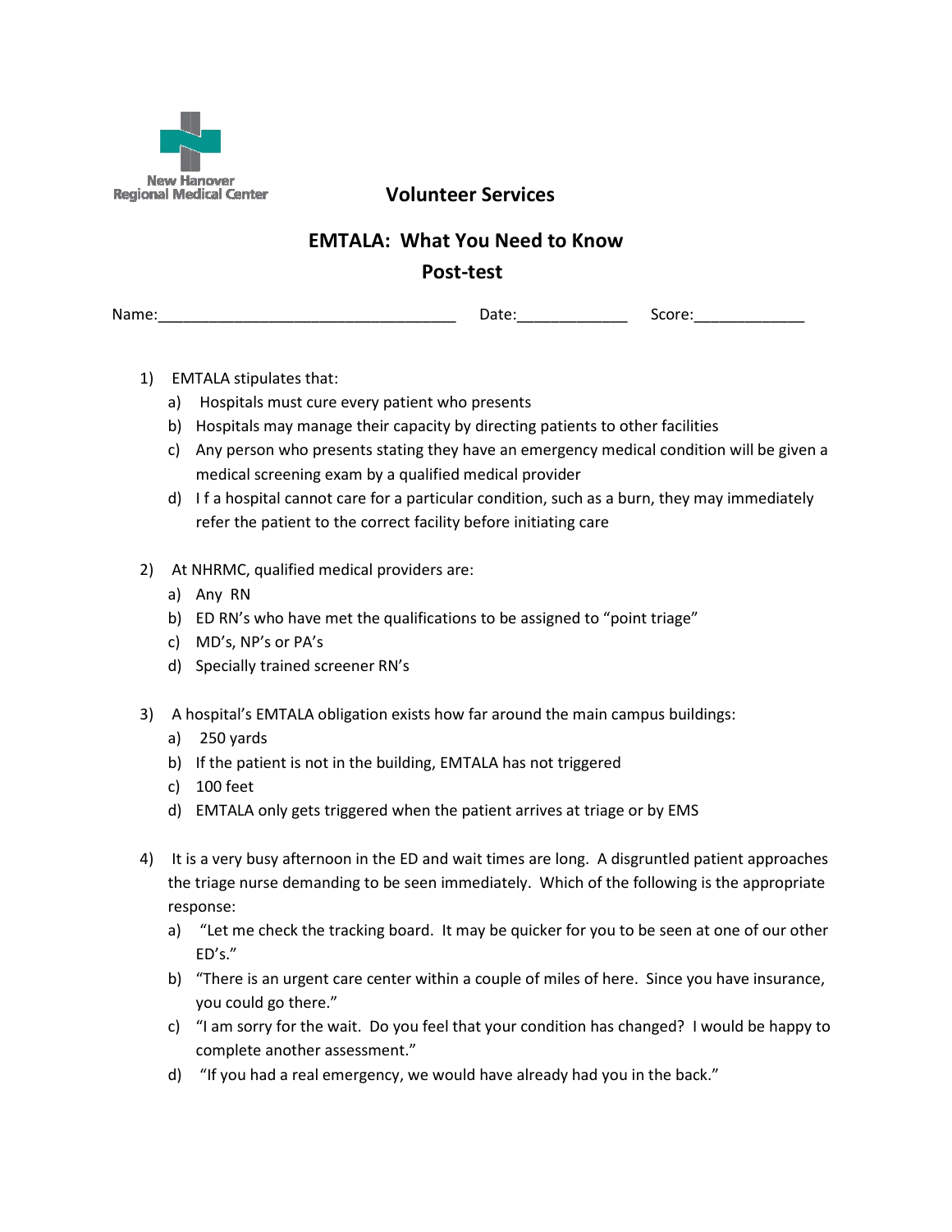New Hanover Regional Medical Center

## Volunteer Services

# EMTALA: What You Need to Know

## Post-test

Name:___________________________________ Date:_____________ Score:_____________

1) EMTALA stipulates that:
   a) Hospitals must cure every patient who presents
   b) Hospitals may manage their capacity by directing patients to other facilities
   c) Any person who presents stating they have an emergency medical condition will be given a medical screening exam by a qualified medical provider
   d) I f a hospital cannot care for a particular condition, such as a burn, they may immediately refer the patient to the correct facility before initiating care

2) At NHRMC, qualified medical providers are:
   a) Any RN
   b) ED RN's who have met the qualifications to be assigned to "point triage"
   c) MD's, NP's or PA's
   d) Specially trained screener RN's

3) A hospital's EMTALA obligation exists how far around the main campus buildings:
   a) 250 yards
   b) If the patient is not in the building, EMTALA has not triggered
   c) 100 feet
   d) EMTALA only gets triggered when the patient arrives at triage or by EMS

4) It is a very busy afternoon in the ED and wait times are long. A disgruntled patient approaches the triage nurse demanding to be seen immediately. Which of the following is the appropriate response:
   a) "Let me check the tracking board. It may be quicker for you to be seen at one of our other ED's."
   b) "There is an urgent care center within a couple of miles of here. Since you have insurance, you could go there."
   c) "I am sorry for the wait. Do you feel that your condition has changed? I would be happy to complete another assessment."
   d) "If you had a real emergency, we would have already had you in the back."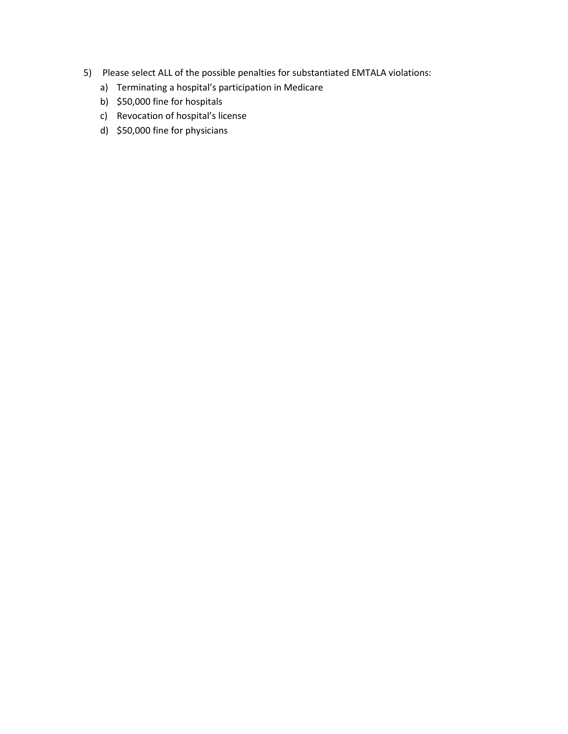5) Please select ALL of the possible penalties for substantiated EMTALA violations:
   a) Terminating a hospital's participation in Medicare
   b) $50,000 fine for hospitals
   c) Revocation of hospital's license
   d) $50,000 fine for physicians